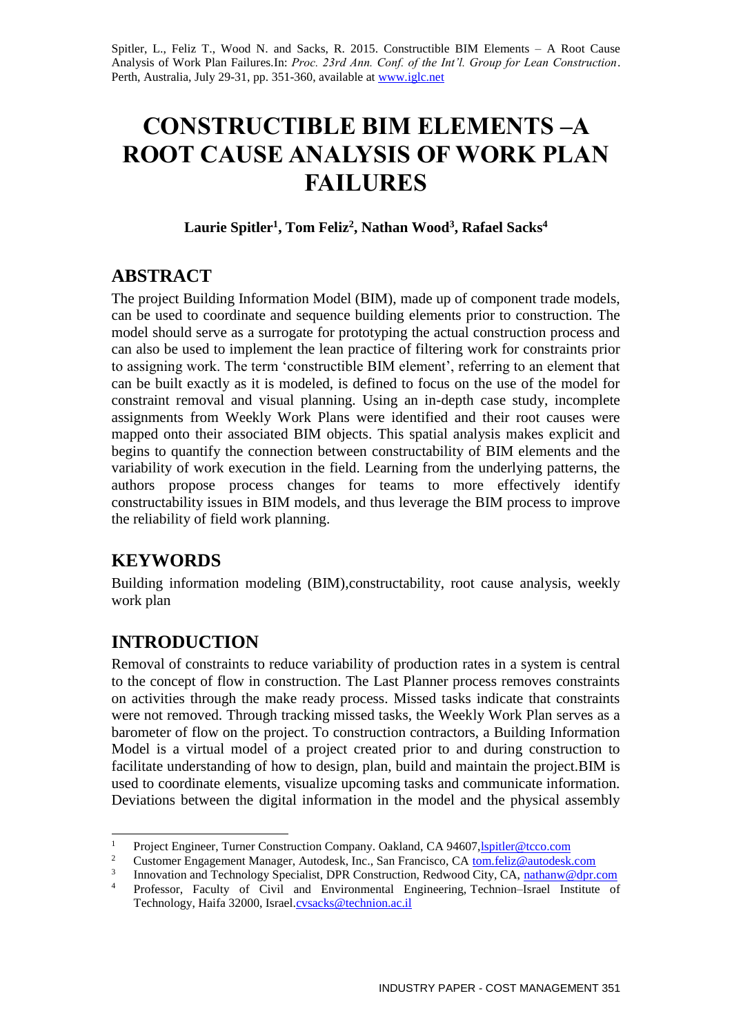Spitler, L., Feliz T., Wood N. and Sacks, R. 2015. Constructible BIM Elements – A Root Cause Analysis of Work Plan Failures.In: *Proc. 23rd Ann. Conf. of the Int'l. Group for Lean Construction*. Perth, Australia, July 29-31, pp. 351-360, available at www.iglc.net

# CONSTRUCTIBLE BIM ELEMENTS –A ROOT CAUSE ANALYSIS OF WORK PLAN FAILURES

**Laurie Spitler[1], Tom Feliz[2], Nathan Wood[3], Rafael Sacks[4]**

## ABSTRACT

The project Building Information Model (BIM), made up of component trade models, can be used to coordinate and sequence building elements prior to construction. The model should serve as a surrogate for prototyping the actual construction process and can also be used to implement the lean practice of filtering work for constraints prior to assigning work. The term 'constructible BIM element', referring to an element that can be built exactly as it is modeled, is defined to focus on the use of the model for constraint removal and visual planning. Using an in-depth case study, incomplete assignments from Weekly Work Plans were identified and their root causes were mapped onto their associated BIM objects. This spatial analysis makes explicit and begins to quantify the connection between constructability of BIM elements and the variability of work execution in the field. Learning from the underlying patterns, the authors propose process changes for teams to more effectively identify constructability issues in BIM models, and thus leverage the BIM process to improve the reliability of field work planning.

## KEYWORDS

Building information modeling (BIM),constructability, root cause analysis, weekly work plan

## INTRODUCTION

Removal of constraints to reduce variability of production rates in a system is central to the concept of flow in construction. The Last Planner process removes constraints on activities through the make ready process. Missed tasks indicate that constraints were not removed. Through tracking missed tasks, the Weekly Work Plan serves as a barometer of flow on the project. To construction contractors, a Building Information Model is a virtual model of a project created prior to and during construction to facilitate understanding of how to design, plan, build and maintain the project.BIM is used to coordinate elements, visualize upcoming tasks and communicate information. Deviations between the digital information in the model and the physical assembly

---

[1] Project Engineer, Turner Construction Company. Oakland, CA 94607,lspitler@tcco.com

[2] Customer Engagement Manager, Autodesk, Inc., San Francisco, CA tom.feliz@autodesk.com

[3] Innovation and Technology Specialist, DPR Construction, Redwood City, CA, nathanw@dpr.com

[4] Professor, Faculty of Civil and Environmental Engineering, Technion–Israel Institute of Technology, Haifa 32000, Israel.cvsacks@technion.ac.il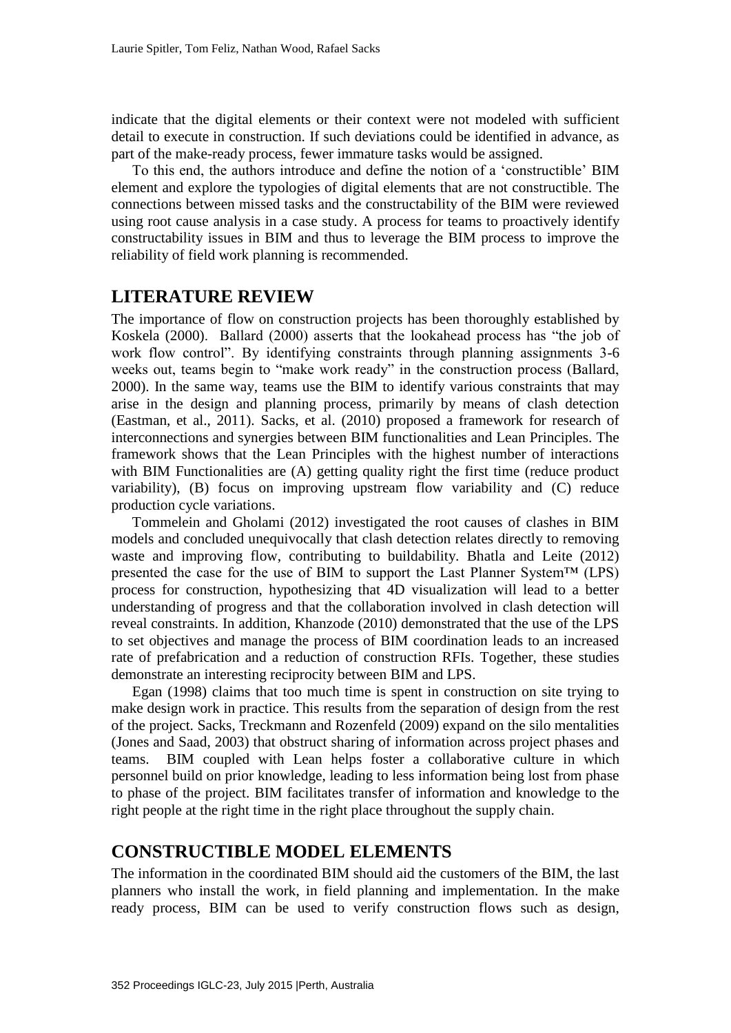indicate that the digital elements or their context were not modeled with sufficient detail to execute in construction. If such deviations could be identified in advance, as part of the make-ready process, fewer immature tasks would be assigned.

To this end, the authors introduce and define the notion of a 'constructible' BIM element and explore the typologies of digital elements that are not constructible. The connections between missed tasks and the constructability of the BIM were reviewed using root cause analysis in a case study. A process for teams to proactively identify constructability issues in BIM and thus to leverage the BIM process to improve the reliability of field work planning is recommended.

## LITERATURE REVIEW

The importance of flow on construction projects has been thoroughly established by Koskela (2000). Ballard (2000) asserts that the lookahead process has "the job of work flow control". By identifying constraints through planning assignments 3-6 weeks out, teams begin to "make work ready" in the construction process (Ballard, 2000). In the same way, teams use the BIM to identify various constraints that may arise in the design and planning process, primarily by means of clash detection (Eastman, et al., 2011). Sacks, et al. (2010) proposed a framework for research of interconnections and synergies between BIM functionalities and Lean Principles. The framework shows that the Lean Principles with the highest number of interactions with BIM Functionalities are (A) getting quality right the first time (reduce product variability), (B) focus on improving upstream flow variability and (C) reduce production cycle variations.

Tommelein and Gholami (2012) investigated the root causes of clashes in BIM models and concluded unequivocally that clash detection relates directly to removing waste and improving flow, contributing to buildability. Bhatla and Leite (2012) presented the case for the use of BIM to support the Last Planner System™ (LPS) process for construction, hypothesizing that 4D visualization will lead to a better understanding of progress and that the collaboration involved in clash detection will reveal constraints. In addition, Khanzode (2010) demonstrated that the use of the LPS to set objectives and manage the process of BIM coordination leads to an increased rate of prefabrication and a reduction of construction RFIs. Together, these studies demonstrate an interesting reciprocity between BIM and LPS.

Egan (1998) claims that too much time is spent in construction on site trying to make design work in practice. This results from the separation of design from the rest of the project. Sacks, Treckmann and Rozenfeld (2009) expand on the silo mentalities (Jones and Saad, 2003) that obstruct sharing of information across project phases and teams. BIM coupled with Lean helps foster a collaborative culture in which personnel build on prior knowledge, leading to less information being lost from phase to phase of the project. BIM facilitates transfer of information and knowledge to the right people at the right time in the right place throughout the supply chain.

## CONSTRUCTIBLE MODEL ELEMENTS

The information in the coordinated BIM should aid the customers of the BIM, the last planners who install the work, in field planning and implementation. In the make ready process, BIM can be used to verify construction flows such as design,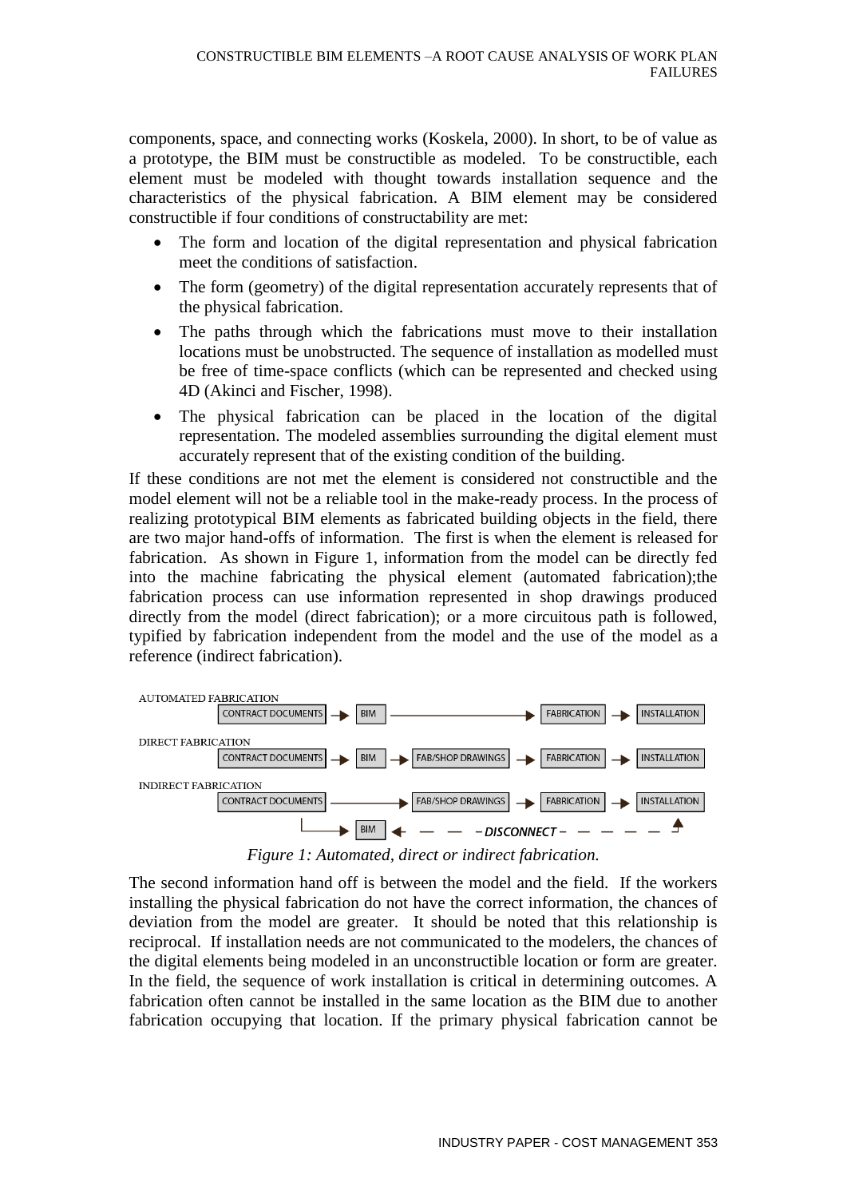components, space, and connecting works (Koskela, 2000). In short, to be of value as a prototype, the BIM must be constructible as modeled. To be constructible, each element must be modeled with thought towards installation sequence and the characteristics of the physical fabrication. A BIM element may be considered constructible if four conditions of constructability are met:

- The form and location of the digital representation and physical fabrication meet the conditions of satisfaction.
- The form (geometry) of the digital representation accurately represents that of the physical fabrication.
- The paths through which the fabrications must move to their installation locations must be unobstructed. The sequence of installation as modelled must be free of time-space conflicts (which can be represented and checked using 4D (Akinci and Fischer, 1998).
- The physical fabrication can be placed in the location of the digital representation. The modeled assemblies surrounding the digital element must accurately represent that of the existing condition of the building.

If these conditions are not met the element is considered not constructible and the model element will not be a reliable tool in the make-ready process. In the process of realizing prototypical BIM elements as fabricated building objects in the field, there are two major hand-offs of information. The first is when the element is released for fabrication. As shown in Figure 1, information from the model can be directly fed into the machine fabricating the physical element (automated fabrication);the fabrication process can use information represented in shop drawings produced directly from the model (direct fabrication); or a more circuitous path is followed, typified by fabrication independent from the model and the use of the model as a reference (indirect fabrication).

AUTOMATED FABRICATION
CONTRACT DOCUMENTS → BIM → FABRICATION → INSTALLATION

DIRECT FABRICATION
CONTRACT DOCUMENTS → BIM → FAB/SHOP DRAWINGS → FABRICATION → INSTALLATION

INDIRECT FABRICATION
CONTRACT DOCUMENTS → FAB/SHOP DRAWINGS → FABRICATION → INSTALLATION
→ BIM ← – – – DISCONNECT – – – –

*Figure 1: Automated, direct or indirect fabrication.*

The second information hand off is between the model and the field. If the workers installing the physical fabrication do not have the correct information, the chances of deviation from the model are greater. It should be noted that this relationship is reciprocal. If installation needs are not communicated to the modelers, the chances of the digital elements being modeled in an unconstructible location or form are greater. In the field, the sequence of work installation is critical in determining outcomes. A fabrication often cannot be installed in the same location as the BIM due to another fabrication occupying that location. If the primary physical fabrication cannot be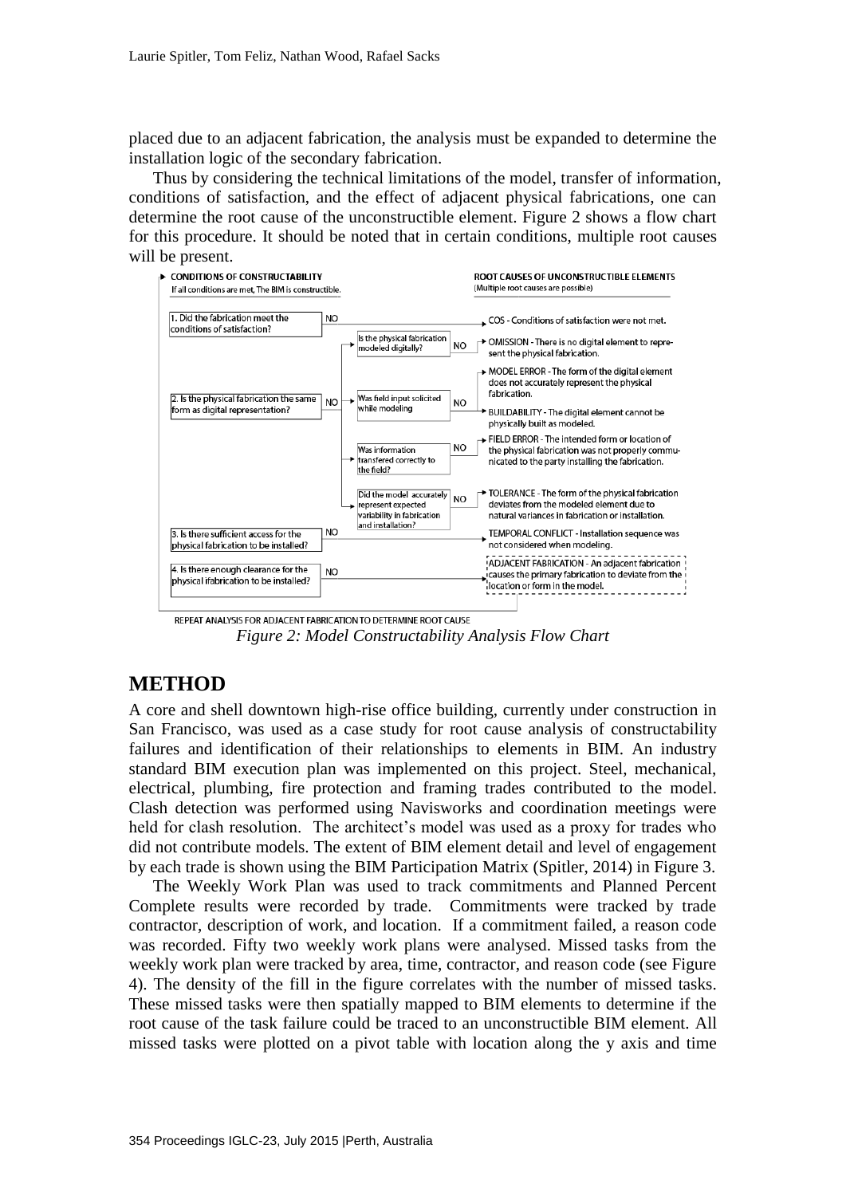placed due to an adjacent fabrication, the analysis must be expanded to determine the installation logic of the secondary fabrication.

Thus by considering the technical limitations of the model, transfer of information, conditions of satisfaction, and the effect of adjacent physical fabrications, one can determine the root cause of the unconstructible element. Figure 2 shows a flow chart for this procedure. It should be noted that in certain conditions, multiple root causes will be present.

**CONDITIONS OF CONSTRUCTABILITY**
If all conditions are met, The BIM is constructible.

**ROOT CAUSES OF UNCONSTRUCTIBLE ELEMENTS**
(Multiple root causes are possible)

1. Did the fabrication meet the conditions of satisfaction? — NO → COS - Conditions of satisfaction were not met.
2. Is the physical fabrication the same form as digital representation? — NO →
   - Is the physical fabrication modeled digitally? — NO → OMISSION - There is no digital element to represent the physical fabrication.
   - Was field input solicited while modeling — NO → MODEL ERROR - The form of the digital element does not accurately represent the physical fabrication. / BUILDABILITY - The digital element cannot be physically built as modeled.
   - Was information transfered correctly to the field? — NO → FIELD ERROR - The intended form or location of the physical fabrication was not properly communicated to the party installing the fabrication.
   - Did the model accurately represent expected variability in fabrication and installation? — NO → TOLERANCE - The form of the physical fabrication deviates from the modeled element due to natural variances in fabrication or installation.
3. Is there sufficient access for the physical fabrication to be installed? — NO → TEMPORAL CONFLICT - Installation sequence was not considered when modeling.
4. Is there enough clearance for the physical ifabrication to be installed? — NO → ADJACENT FABRICATION - An adjacent fabrication causes the primary fabrication to deviate from the location or form in the model.

REPEAT ANALYSIS FOR ADJACENT FABRICATION TO DETERMINE ROOT CAUSE

*Figure 2: Model Constructability Analysis Flow Chart*

# METHOD

A core and shell downtown high-rise office building, currently under construction in San Francisco, was used as a case study for root cause analysis of constructability failures and identification of their relationships to elements in BIM. An industry standard BIM execution plan was implemented on this project. Steel, mechanical, electrical, plumbing, fire protection and framing trades contributed to the model. Clash detection was performed using Navisworks and coordination meetings were held for clash resolution. The architect's model was used as a proxy for trades who did not contribute models. The extent of BIM element detail and level of engagement by each trade is shown using the BIM Participation Matrix (Spitler, 2014) in Figure 3.

The Weekly Work Plan was used to track commitments and Planned Percent Complete results were recorded by trade. Commitments were tracked by trade contractor, description of work, and location. If a commitment failed, a reason code was recorded. Fifty two weekly work plans were analysed. Missed tasks from the weekly work plan were tracked by area, time, contractor, and reason code (see Figure 4). The density of the fill in the figure correlates with the number of missed tasks. These missed tasks were then spatially mapped to BIM elements to determine if the root cause of the task failure could be traced to an unconstructible BIM element. All missed tasks were plotted on a pivot table with location along the y axis and time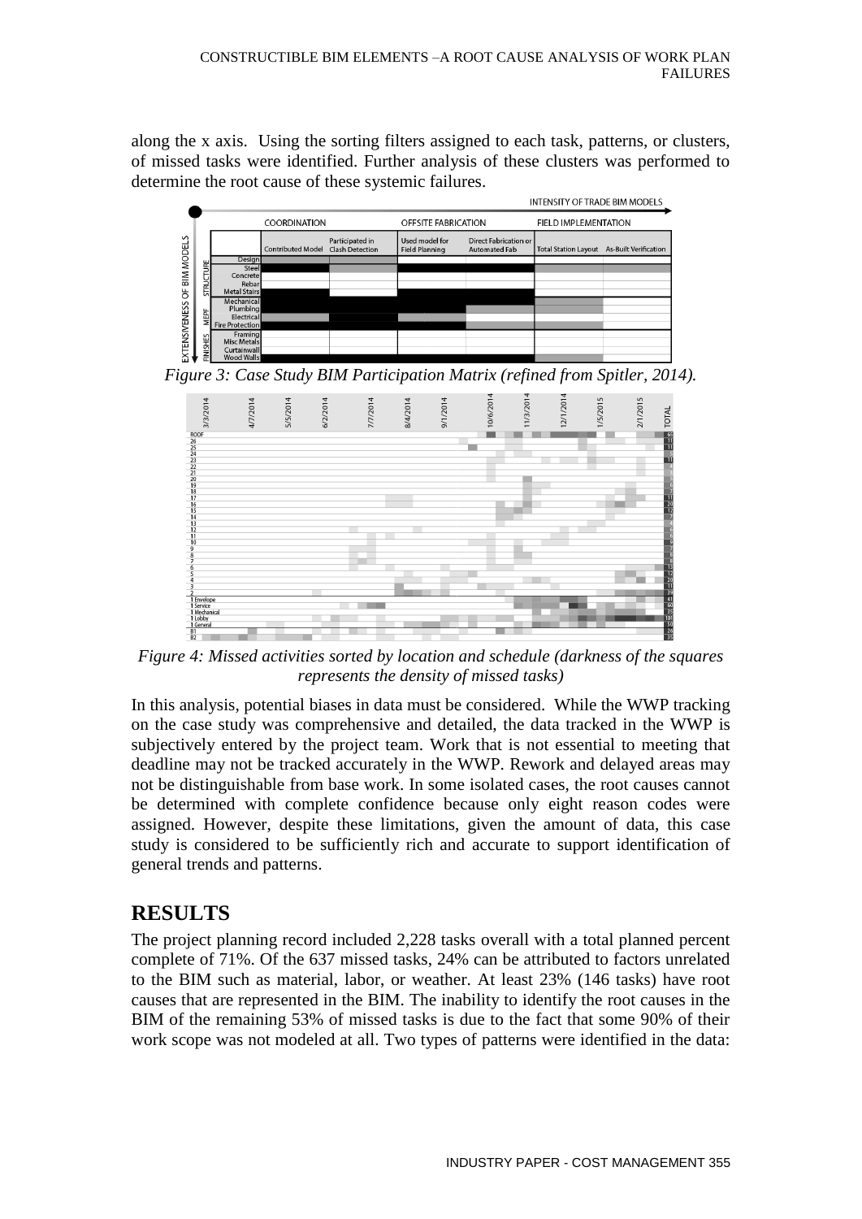along the x axis. Using the sorting filters assigned to each task, patterns, or clusters, of missed tasks were identified. Further analysis of these clusters was performed to determine the root cause of these systemic failures.

*Figure 3: Case Study BIM Participation Matrix (refined from Spitler, 2014).*

*Figure 4: Missed activities sorted by location and schedule (darkness of the squares represents the density of missed tasks)*

In this analysis, potential biases in data must be considered. While the WWP tracking on the case study was comprehensive and detailed, the data tracked in the WWP is subjectively entered by the project team. Work that is not essential to meeting that deadline may not be tracked accurately in the WWP. Rework and delayed areas may not be distinguishable from base work. In some isolated cases, the root causes cannot be determined with complete confidence because only eight reason codes were assigned. However, despite these limitations, given the amount of data, this case study is considered to be sufficiently rich and accurate to support identification of general trends and patterns.

## RESULTS

The project planning record included 2,228 tasks overall with a total planned percent complete of 71%. Of the 637 missed tasks, 24% can be attributed to factors unrelated to the BIM such as material, labor, or weather. At least 23% (146 tasks) have root causes that are represented in the BIM. The inability to identify the root causes in the BIM of the remaining 53% of missed tasks is due to the fact that some 90% of their work scope was not modeled at all. Two types of patterns were identified in the data: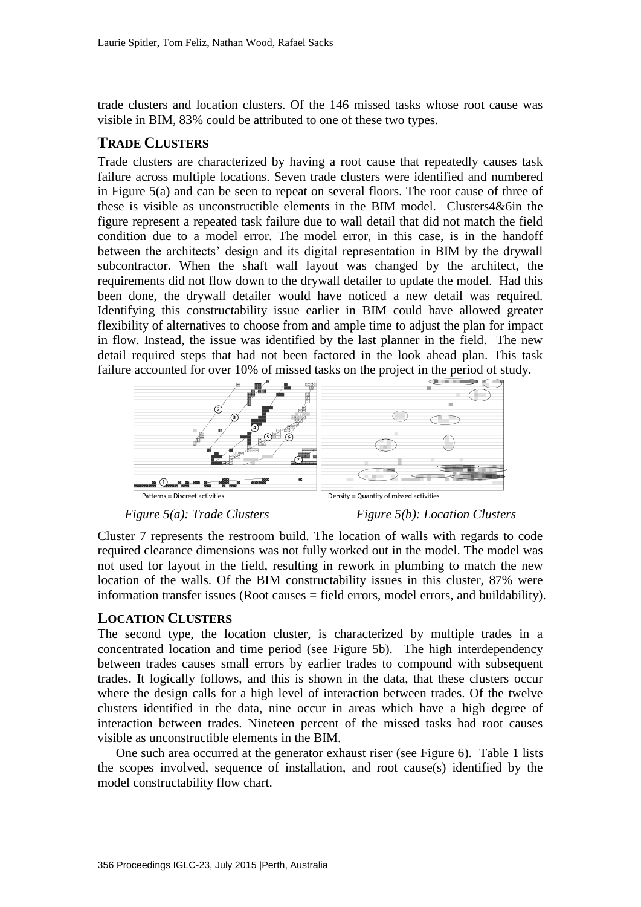trade clusters and location clusters. Of the 146 missed tasks whose root cause was visible in BIM, 83% could be attributed to one of these two types.

## TRADE CLUSTERS

Trade clusters are characterized by having a root cause that repeatedly causes task failure across multiple locations. Seven trade clusters were identified and numbered in Figure 5(a) and can be seen to repeat on several floors. The root cause of three of these is visible as unconstructible elements in the BIM model. Clusters4&6in the figure represent a repeated task failure due to wall detail that did not match the field condition due to a model error. The model error, in this case, is in the handoff between the architects' design and its digital representation in BIM by the drywall subcontractor. When the shaft wall layout was changed by the architect, the requirements did not flow down to the drywall detailer to update the model. Had this been done, the drywall detailer would have noticed a new detail was required. Identifying this constructability issue earlier in BIM could have allowed greater flexibility of alternatives to choose from and ample time to adjust the plan for impact in flow. Instead, the issue was identified by the last planner in the field. The new detail required steps that had not been factored in the look ahead plan. This task failure accounted for over 10% of missed tasks on the project in the period of study.

Patterns = Discreet activities

Density = Quantity of missed activities

*Figure 5(a): Trade Clusters* *Figure 5(b): Location Clusters*

Cluster 7 represents the restroom build. The location of walls with regards to code required clearance dimensions was not fully worked out in the model. The model was not used for layout in the field, resulting in rework in plumbing to match the new location of the walls. Of the BIM constructability issues in this cluster, 87% were information transfer issues (Root causes = field errors, model errors, and buildability).

## LOCATION CLUSTERS

The second type, the location cluster, is characterized by multiple trades in a concentrated location and time period (see Figure 5b). The high interdependency between trades causes small errors by earlier trades to compound with subsequent trades. It logically follows, and this is shown in the data, that these clusters occur where the design calls for a high level of interaction between trades. Of the twelve clusters identified in the data, nine occur in areas which have a high degree of interaction between trades. Nineteen percent of the missed tasks had root causes visible as unconstructible elements in the BIM.

One such area occurred at the generator exhaust riser (see Figure 6). Table 1 lists the scopes involved, sequence of installation, and root cause(s) identified by the model constructability flow chart.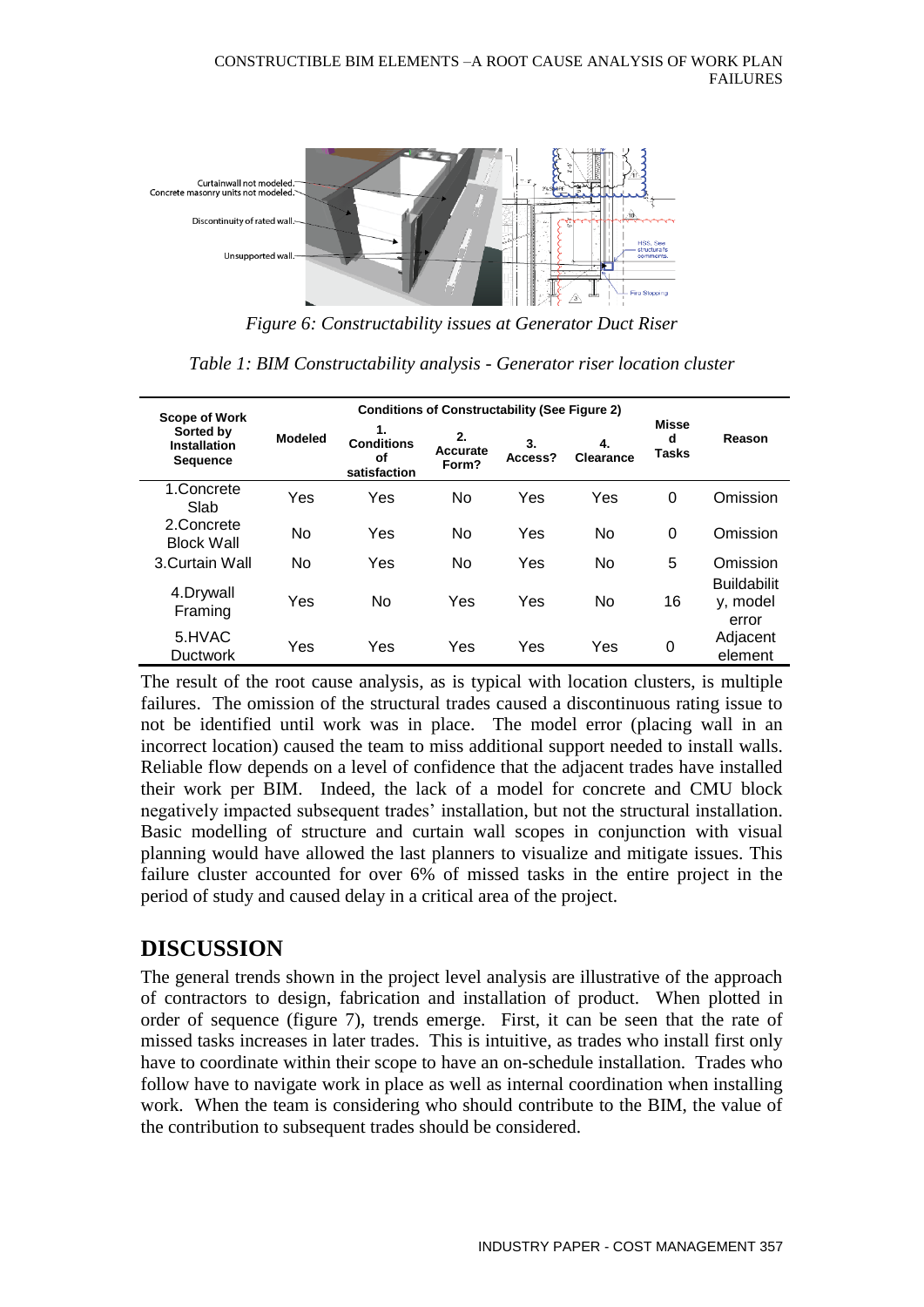*Figure 6: Constructability issues at Generator Duct Riser*

*Table 1: BIM Constructability analysis - Generator riser location cluster*

| Scope of Work Sorted by Installation Sequence | Modeled | Conditions of Constructability (See Figure 2) | | | | Missed Tasks | Reason |
|---|---|---|---|---|---|---|---|
| | | 1. Conditions of satisfaction | 2. Accurate Form? | 3. Access? | 4. Clearance | | |
| 1.Concrete Slab | Yes | Yes | No | Yes | Yes | 0 | Omission |
| 2.Concrete Block Wall | No | Yes | No | Yes | No | 0 | Omission |
| 3.Curtain Wall | No | Yes | No | Yes | No | 5 | Omission |
| 4.Drywall Framing | Yes | No | Yes | Yes | No | 16 | Buildability, model error |
| 5.HVAC Ductwork | Yes | Yes | Yes | Yes | Yes | 0 | Adjacent element |

The result of the root cause analysis, as is typical with location clusters, is multiple failures. The omission of the structural trades caused a discontinuous rating issue to not be identified until work was in place. The model error (placing wall in an incorrect location) caused the team to miss additional support needed to install walls. Reliable flow depends on a level of confidence that the adjacent trades have installed their work per BIM. Indeed, the lack of a model for concrete and CMU block negatively impacted subsequent trades' installation, but not the structural installation. Basic modelling of structure and curtain wall scopes in conjunction with visual planning would have allowed the last planners to visualize and mitigate issues. This failure cluster accounted for over 6% of missed tasks in the entire project in the period of study and caused delay in a critical area of the project.

## DISCUSSION

The general trends shown in the project level analysis are illustrative of the approach of contractors to design, fabrication and installation of product. When plotted in order of sequence (figure 7), trends emerge. First, it can be seen that the rate of missed tasks increases in later trades. This is intuitive, as trades who install first only have to coordinate within their scope to have an on-schedule installation. Trades who follow have to navigate work in place as well as internal coordination when installing work. When the team is considering who should contribute to the BIM, the value of the contribution to subsequent trades should be considered.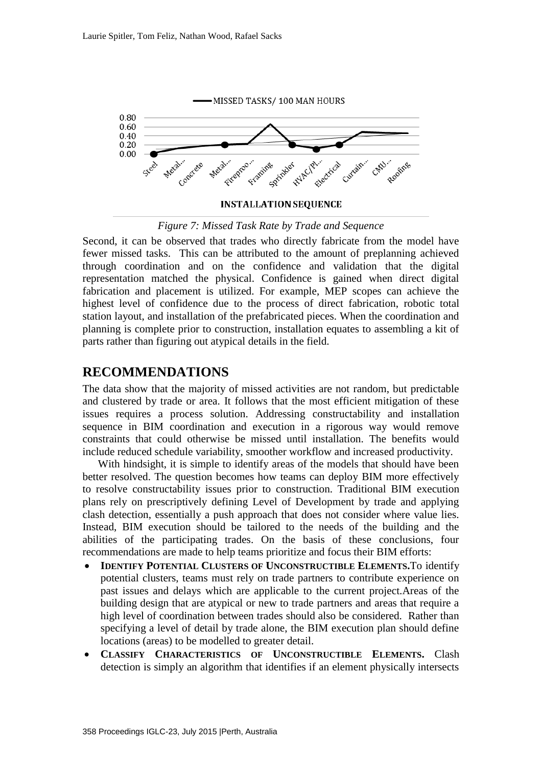*Figure 7: Missed Task Rate by Trade and Sequence*

Second, it can be observed that trades who directly fabricate from the model have fewer missed tasks. This can be attributed to the amount of preplanning achieved through coordination and on the confidence and validation that the digital representation matched the physical. Confidence is gained when direct digital fabrication and placement is utilized. For example, MEP scopes can achieve the highest level of confidence due to the process of direct fabrication, robotic total station layout, and installation of the prefabricated pieces. When the coordination and planning is complete prior to construction, installation equates to assembling a kit of parts rather than figuring out atypical details in the field.

## RECOMMENDATIONS

The data show that the majority of missed activities are not random, but predictable and clustered by trade or area. It follows that the most efficient mitigation of these issues requires a process solution. Addressing constructability and installation sequence in BIM coordination and execution in a rigorous way would remove constraints that could otherwise be missed until installation. The benefits would include reduced schedule variability, smoother workflow and increased productivity.

With hindsight, it is simple to identify areas of the models that should have been better resolved. The question becomes how teams can deploy BIM more effectively to resolve constructability issues prior to construction. Traditional BIM execution plans rely on prescriptively defining Level of Development by trade and applying clash detection, essentially a push approach that does not consider where value lies. Instead, BIM execution should be tailored to the needs of the building and the abilities of the participating trades. On the basis of these conclusions, four recommendations are made to help teams prioritize and focus their BIM efforts:

- **IDENTIFY POTENTIAL CLUSTERS OF UNCONSTRUCTIBLE ELEMENTS.** To identify potential clusters, teams must rely on trade partners to contribute experience on past issues and delays which are applicable to the current project. Areas of the building design that are atypical or new to trade partners and areas that require a high level of coordination between trades should also be considered. Rather than specifying a level of detail by trade alone, the BIM execution plan should define locations (areas) to be modelled to greater detail.
- **CLASSIFY CHARACTERISTICS OF UNCONSTRUCTIBLE ELEMENTS.** Clash detection is simply an algorithm that identifies if an element physically intersects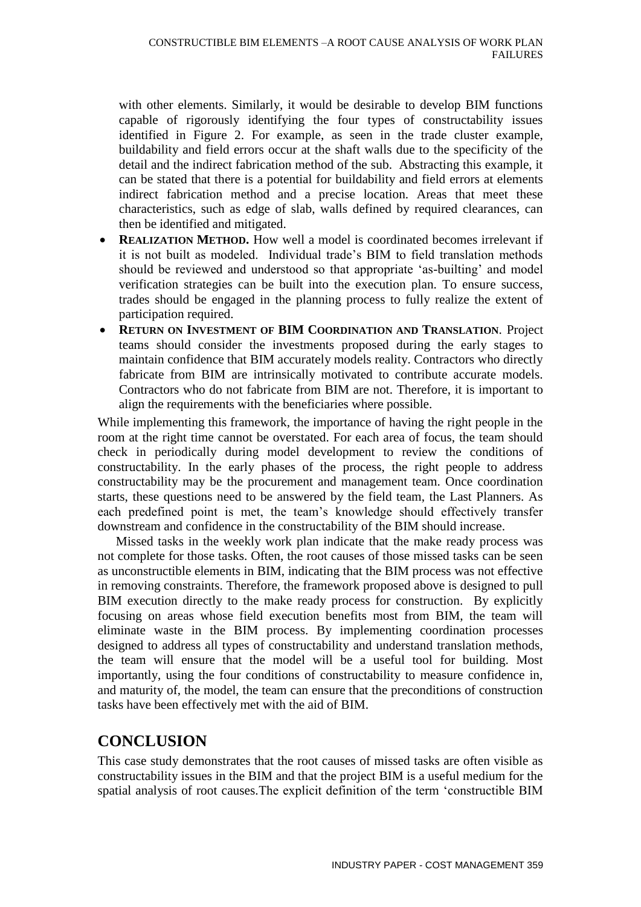with other elements. Similarly, it would be desirable to develop BIM functions capable of rigorously identifying the four types of constructability issues identified in Figure 2. For example, as seen in the trade cluster example, buildability and field errors occur at the shaft walls due to the specificity of the detail and the indirect fabrication method of the sub. Abstracting this example, it can be stated that there is a potential for buildability and field errors at elements indirect fabrication method and a precise location. Areas that meet these characteristics, such as edge of slab, walls defined by required clearances, can then be identified and mitigated.

- **REALIZATION METHOD.** How well a model is coordinated becomes irrelevant if it is not built as modeled. Individual trade's BIM to field translation methods should be reviewed and understood so that appropriate 'as-builting' and model verification strategies can be built into the execution plan. To ensure success, trades should be engaged in the planning process to fully realize the extent of participation required.
- **RETURN ON INVESTMENT OF BIM COORDINATION AND TRANSLATION**. Project teams should consider the investments proposed during the early stages to maintain confidence that BIM accurately models reality. Contractors who directly fabricate from BIM are intrinsically motivated to contribute accurate models. Contractors who do not fabricate from BIM are not. Therefore, it is important to align the requirements with the beneficiaries where possible.

While implementing this framework, the importance of having the right people in the room at the right time cannot be overstated. For each area of focus, the team should check in periodically during model development to review the conditions of constructability. In the early phases of the process, the right people to address constructability may be the procurement and management team. Once coordination starts, these questions need to be answered by the field team, the Last Planners. As each predefined point is met, the team's knowledge should effectively transfer downstream and confidence in the constructability of the BIM should increase.

Missed tasks in the weekly work plan indicate that the make ready process was not complete for those tasks. Often, the root causes of those missed tasks can be seen as unconstructible elements in BIM, indicating that the BIM process was not effective in removing constraints. Therefore, the framework proposed above is designed to pull BIM execution directly to the make ready process for construction. By explicitly focusing on areas whose field execution benefits most from BIM, the team will eliminate waste in the BIM process. By implementing coordination processes designed to address all types of constructability and understand translation methods, the team will ensure that the model will be a useful tool for building. Most importantly, using the four conditions of constructability to measure confidence in, and maturity of, the model, the team can ensure that the preconditions of construction tasks have been effectively met with the aid of BIM.

## CONCLUSION

This case study demonstrates that the root causes of missed tasks are often visible as constructability issues in the BIM and that the project BIM is a useful medium for the spatial analysis of root causes.The explicit definition of the term 'constructible BIM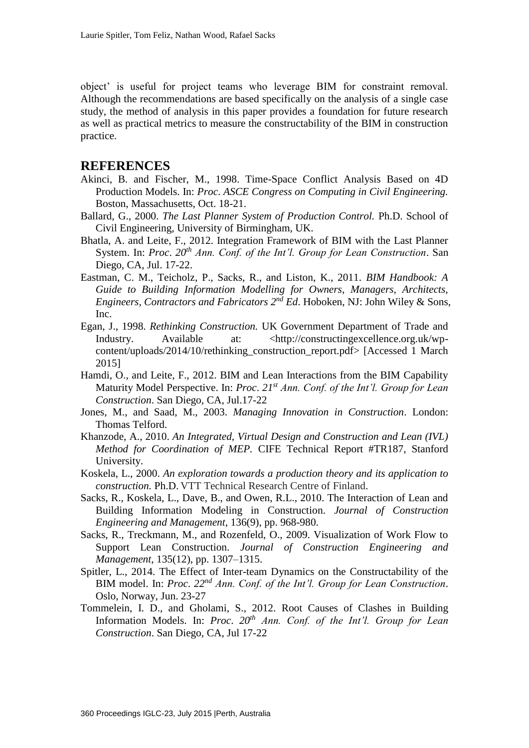object' is useful for project teams who leverage BIM for constraint removal. Although the recommendations are based specifically on the analysis of a single case study, the method of analysis in this paper provides a foundation for future research as well as practical metrics to measure the constructability of the BIM in construction practice.

## REFERENCES

Akinci, B. and Fischer, M., 1998. Time-Space Conflict Analysis Based on 4D Production Models. In: *Proc. ASCE Congress on Computing in Civil Engineering.* Boston, Massachusetts, Oct. 18-21.

Ballard, G., 2000. *The Last Planner System of Production Control.* Ph.D. School of Civil Engineering, University of Birmingham, UK.

Bhatla, A. and Leite, F., 2012. Integration Framework of BIM with the Last Planner System. In: *Proc. 20th Ann. Conf. of the Int'l. Group for Lean Construction*. San Diego, CA, Jul. 17-22.

Eastman, C. M., Teicholz, P., Sacks, R., and Liston, K., 2011. *BIM Handbook: A Guide to Building Information Modelling for Owners, Managers, Architects, Engineers, Contractors and Fabricators 2nd Ed*. Hoboken, NJ: John Wiley & Sons, Inc.

Egan, J., 1998. *Rethinking Construction.* UK Government Department of Trade and Industry. Available at: <http://constructingexcellence.org.uk/wp-content/uploads/2014/10/rethinking_construction_report.pdf> [Accessed 1 March 2015]

Hamdi, O., and Leite, F., 2012. BIM and Lean Interactions from the BIM Capability Maturity Model Perspective. In: *Proc. 21st Ann. Conf. of the Int'l. Group for Lean Construction*. San Diego, CA, Jul.17-22

Jones, M., and Saad, M., 2003. *Managing Innovation in Construction*. London: Thomas Telford.

Khanzode, A., 2010. *An Integrated, Virtual Design and Construction and Lean (IVL) Method for Coordination of MEP.* CIFE Technical Report #TR187, Stanford University.

Koskela, L., 2000. *An exploration towards a production theory and its application to construction.* Ph.D. VTT Technical Research Centre of Finland.

Sacks, R., Koskela, L., Dave, B., and Owen, R.L., 2010. The Interaction of Lean and Building Information Modeling in Construction. *Journal of Construction Engineering and Management*, 136(9), pp. 968-980.

Sacks, R., Treckmann, M., and Rozenfeld, O., 2009. Visualization of Work Flow to Support Lean Construction. *Journal of Construction Engineering and Management*, 135(12), pp. 1307–1315.

Spitler, L., 2014. The Effect of Inter-team Dynamics on the Constructability of the BIM model. In: *Proc. 22nd Ann. Conf. of the Int'l. Group for Lean Construction*. Oslo, Norway, Jun. 23-27

Tommelein, I. D., and Gholami, S., 2012. Root Causes of Clashes in Building Information Models. In: *Proc. 20th Ann. Conf. of the Int'l. Group for Lean Construction*. San Diego, CA, Jul 17-22